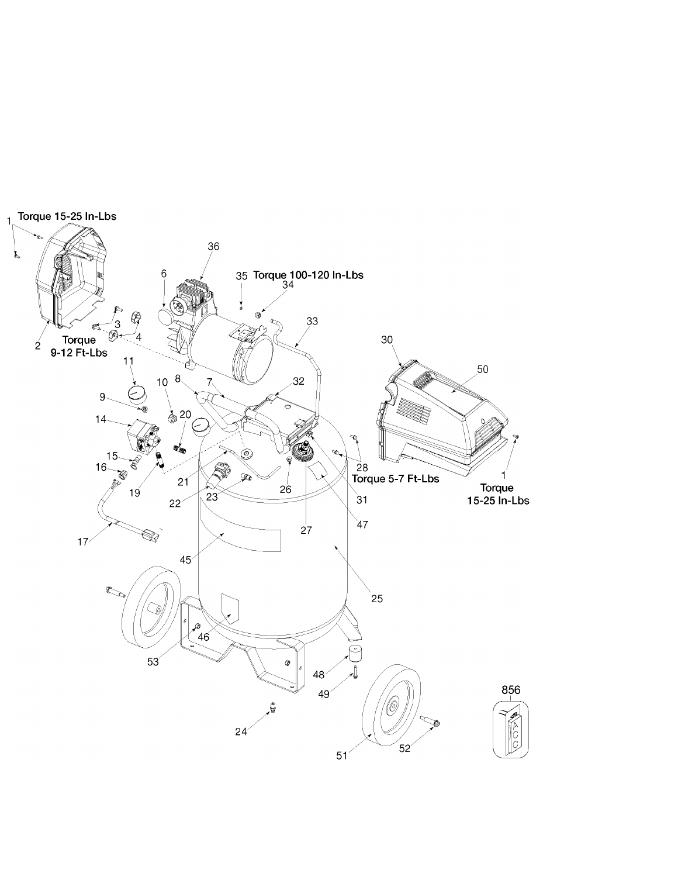1 Torque 15-25 In-Lbs

2

3

4 Torque 9-12 Ft-Lbs

6

7

8

9

10

11

14

15

16

17

19

20

21

22

23

24

25

26

27

28 Torque 5-7 Ft-Lbs

30

31

32

33

34

35 Torque 100-120 In-Lbs

36

45

46

47

48

49

50

51

52

53

1 Torque 15-25 In-Lbs

856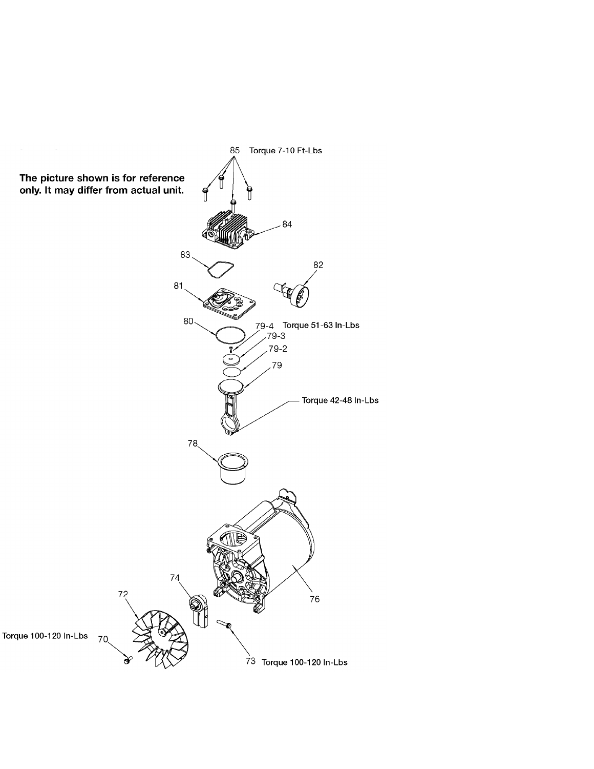**The picture shown is for reference only. It may differ from actual unit.**

85 Torque 7-10 Ft-Lbs

84

83

82

81

80

79-4 Torque 51-63 In-Lbs

79-3

79-2

79

Torque 42-48 In-Lbs

78

76

74

72

Torque 100-120 In-Lbs 70

73 Torque 100-120 In-Lbs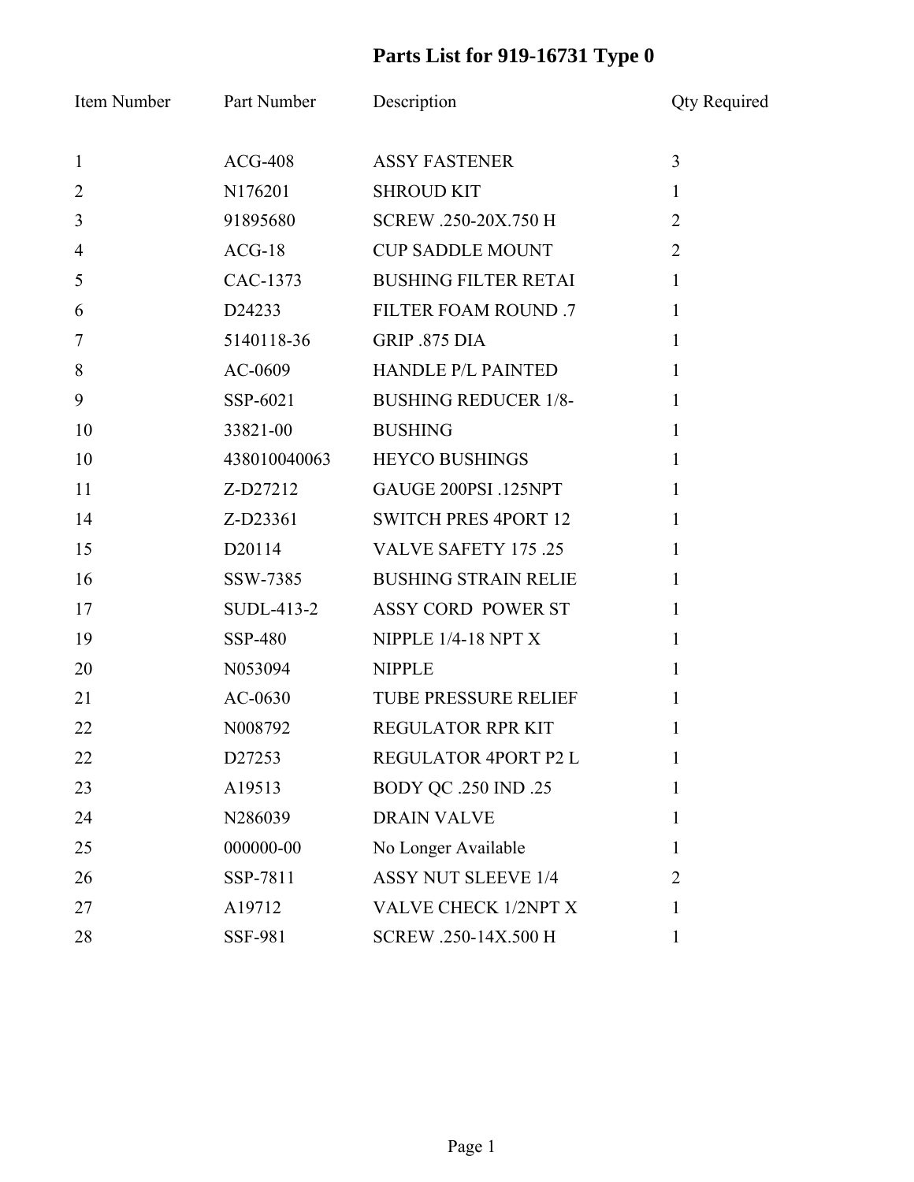# Parts List for 919-16731 Type 0

| Item Number | Part Number | Description | Qty Required |
|---|---|---|---|
| 1 | ACG-408 | ASSY FASTENER | 3 |
| 2 | N176201 | SHROUD KIT | 1 |
| 3 | 91895680 | SCREW .250-20X.750 H | 2 |
| 4 | ACG-18 | CUP SADDLE MOUNT | 2 |
| 5 | CAC-1373 | BUSHING FILTER RETAI | 1 |
| 6 | D24233 | FILTER FOAM ROUND .7 | 1 |
| 7 | 5140118-36 | GRIP .875 DIA | 1 |
| 8 | AC-0609 | HANDLE P/L PAINTED | 1 |
| 9 | SSP-6021 | BUSHING REDUCER 1/8- | 1 |
| 10 | 33821-00 | BUSHING | 1 |
| 10 | 438010040063 | HEYCO BUSHINGS | 1 |
| 11 | Z-D27212 | GAUGE 200PSI .125NPT | 1 |
| 14 | Z-D23361 | SWITCH PRES 4PORT 12 | 1 |
| 15 | D20114 | VALVE SAFETY 175 .25 | 1 |
| 16 | SSW-7385 | BUSHING STRAIN RELIE | 1 |
| 17 | SUDL-413-2 | ASSY CORD POWER ST | 1 |
| 19 | SSP-480 | NIPPLE 1/4-18 NPT X | 1 |
| 20 | N053094 | NIPPLE | 1 |
| 21 | AC-0630 | TUBE PRESSURE RELIEF | 1 |
| 22 | N008792 | REGULATOR RPR KIT | 1 |
| 22 | D27253 | REGULATOR 4PORT P2 L | 1 |
| 23 | A19513 | BODY QC .250 IND .25 | 1 |
| 24 | N286039 | DRAIN VALVE | 1 |
| 25 | 000000-00 | No Longer Available | 1 |
| 26 | SSP-7811 | ASSY NUT SLEEVE 1/4 | 2 |
| 27 | A19712 | VALVE CHECK 1/2NPT X | 1 |
| 28 | SSF-981 | SCREW .250-14X.500 H | 1 |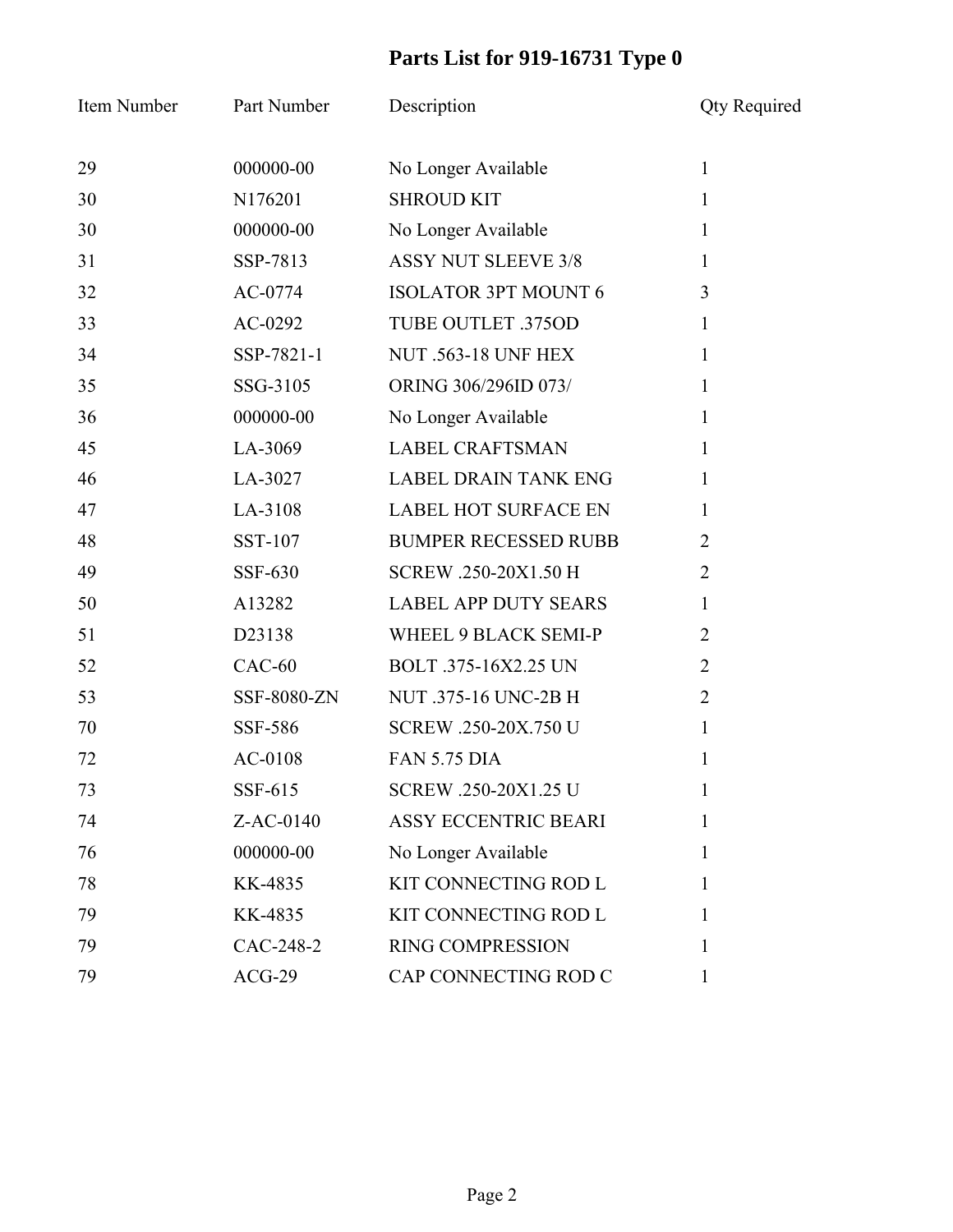# Parts List for 919-16731 Type 0

| Item Number | Part Number | Description | Qty Required |
|---|---|---|---|
| 29 | 000000-00 | No Longer Available | 1 |
| 30 | N176201 | SHROUD KIT | 1 |
| 30 | 000000-00 | No Longer Available | 1 |
| 31 | SSP-7813 | ASSY NUT SLEEVE 3/8 | 1 |
| 32 | AC-0774 | ISOLATOR 3PT MOUNT 6 | 3 |
| 33 | AC-0292 | TUBE OUTLET .375OD | 1 |
| 34 | SSP-7821-1 | NUT .563-18 UNF HEX | 1 |
| 35 | SSG-3105 | ORING 306/296ID 073/ | 1 |
| 36 | 000000-00 | No Longer Available | 1 |
| 45 | LA-3069 | LABEL CRAFTSMAN | 1 |
| 46 | LA-3027 | LABEL DRAIN TANK ENG | 1 |
| 47 | LA-3108 | LABEL HOT SURFACE EN | 1 |
| 48 | SST-107 | BUMPER RECESSED RUBB | 2 |
| 49 | SSF-630 | SCREW .250-20X1.50 H | 2 |
| 50 | A13282 | LABEL APP DUTY SEARS | 1 |
| 51 | D23138 | WHEEL 9 BLACK SEMI-P | 2 |
| 52 | CAC-60 | BOLT .375-16X2.25 UN | 2 |
| 53 | SSF-8080-ZN | NUT .375-16 UNC-2B H | 2 |
| 70 | SSF-586 | SCREW .250-20X.750 U | 1 |
| 72 | AC-0108 | FAN 5.75 DIA | 1 |
| 73 | SSF-615 | SCREW .250-20X1.25 U | 1 |
| 74 | Z-AC-0140 | ASSY ECCENTRIC BEARI | 1 |
| 76 | 000000-00 | No Longer Available | 1 |
| 78 | KK-4835 | KIT CONNECTING ROD L | 1 |
| 79 | KK-4835 | KIT CONNECTING ROD L | 1 |
| 79 | CAC-248-2 | RING COMPRESSION | 1 |
| 79 | ACG-29 | CAP CONNECTING ROD C | 1 |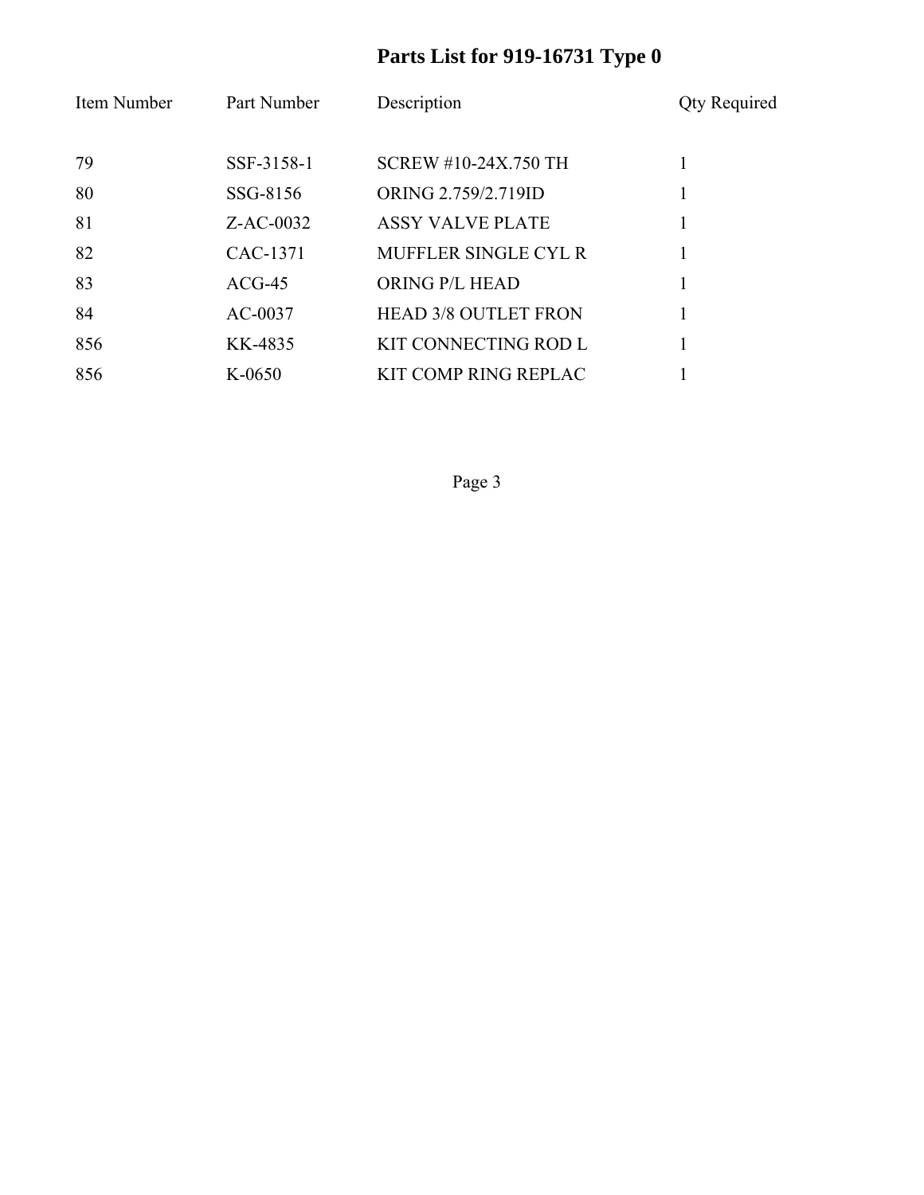# Parts List for 919-16731 Type 0

| Item Number | Part Number | Description | Qty Required |
|---|---|---|---|
| 79 | SSF-3158-1 | SCREW #10-24X.750 TH | 1 |
| 80 | SSG-8156 | ORING 2.759/2.719ID | 1 |
| 81 | Z-AC-0032 | ASSY VALVE PLATE | 1 |
| 82 | CAC-1371 | MUFFLER SINGLE CYL R | 1 |
| 83 | ACG-45 | ORING P/L HEAD | 1 |
| 84 | AC-0037 | HEAD 3/8 OUTLET FRON | 1 |
| 856 | KK-4835 | KIT CONNECTING ROD L | 1 |
| 856 | K-0650 | KIT COMP RING REPLAC | 1 |